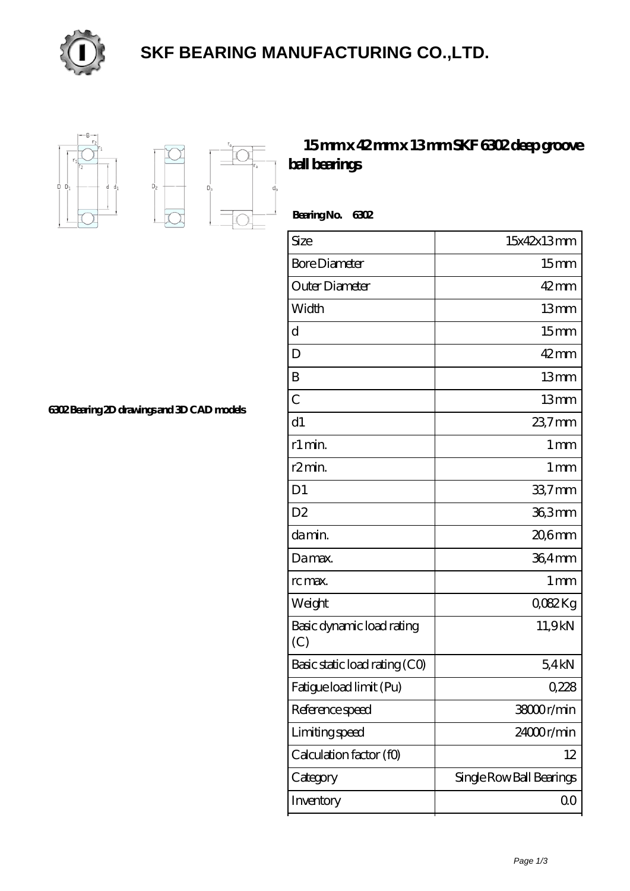# SKF BEARING MANUFACTURING CO.,LTD.

## 15 mm x 42 mm x 13 mm SKF 6302 deep groove ball bearings

6302 Bearing 2D drawings and 3D CAD models

**Bearing No. 6302**

| Size | 15x42x13 mm |
|---|---|
| Bore Diameter | 15 mm |
| Outer Diameter | 42 mm |
| Width | 13 mm |
| d | 15 mm |
| D | 42 mm |
| B | 13 mm |
| C | 13 mm |
| d1 | 23,7 mm |
| r1 min. | 1 mm |
| r2 min. | 1 mm |
| D1 | 33,7 mm |
| D2 | 36,3 mm |
| da min. | 20,6 mm |
| Da max. | 36,4 mm |
| rc max. | 1 mm |
| Weight | 0,082 Kg |
| Basic dynamic load rating (C) | 11,9 kN |
| Basic static load rating (C0) | 5,4 kN |
| Fatigue load limit (Pu) | 0,228 |
| Reference speed | 38000 r/min |
| Limiting speed | 24000 r/min |
| Calculation factor (f0) | 12 |
| Category | Single Row Ball Bearings |
| Inventory | 0.0 |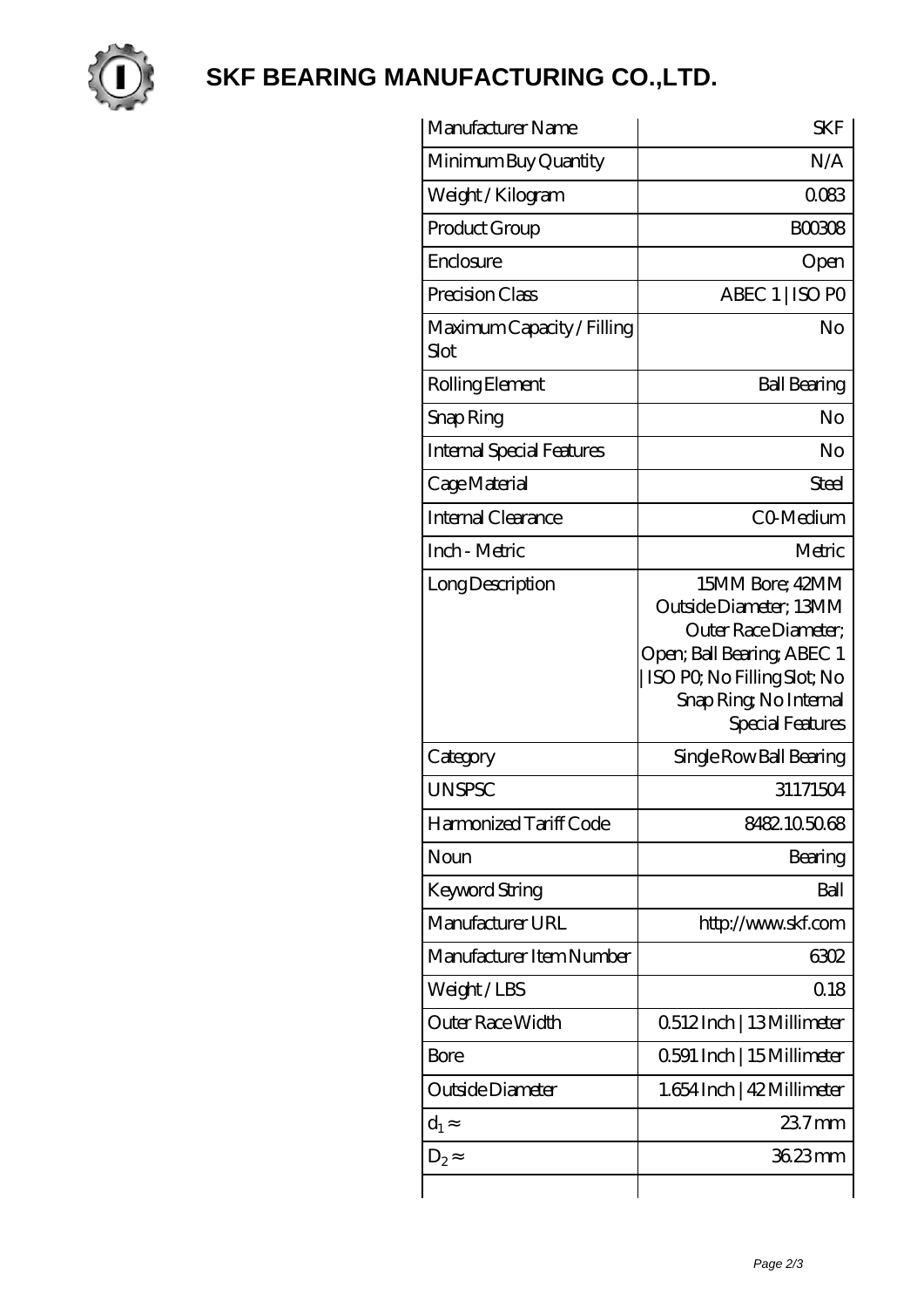# SKF BEARING MANUFACTURING CO.,LTD.

| | |
|---|---|
| Manufacturer Name | SKF |
| Minimum Buy Quantity | N/A |
| Weight / Kilogram | 0.083 |
| Product Group | B00308 |
| Enclosure | Open |
| Precision Class | ABEC 1 \| ISO P0 |
| Maximum Capacity / Filling Slot | No |
| Rolling Element | Ball Bearing |
| Snap Ring | No |
| Internal Special Features | No |
| Cage Material | Steel |
| Internal Clearance | C0-Medium |
| Inch - Metric | Metric |
| Long Description | 15MM Bore; 42MM Outside Diameter; 13MM Outer Race Diameter; Open; Ball Bearing; ABEC 1 \| ISO P0; No Filling Slot; No Snap Ring; No Internal Special Features |
| Category | Single Row Ball Bearing |
| UNSPSC | 31171504 |
| Harmonized Tariff Code | 8482.10.50.68 |
| Noun | Bearing |
| Keyword String | Ball |
| Manufacturer URL | http://www.skf.com |
| Manufacturer Item Number | 6302 |
| Weight / LBS | 0.18 |
| Outer Race Width | 0.512 Inch \| 13 Millimeter |
| Bore | 0.591 Inch \| 15 Millimeter |
| Outside Diameter | 1.654 Inch \| 42 Millimeter |
| $d_1 \approx$ | 23.7 mm |
| $D_2 \approx$ | 36.23 mm |
| | |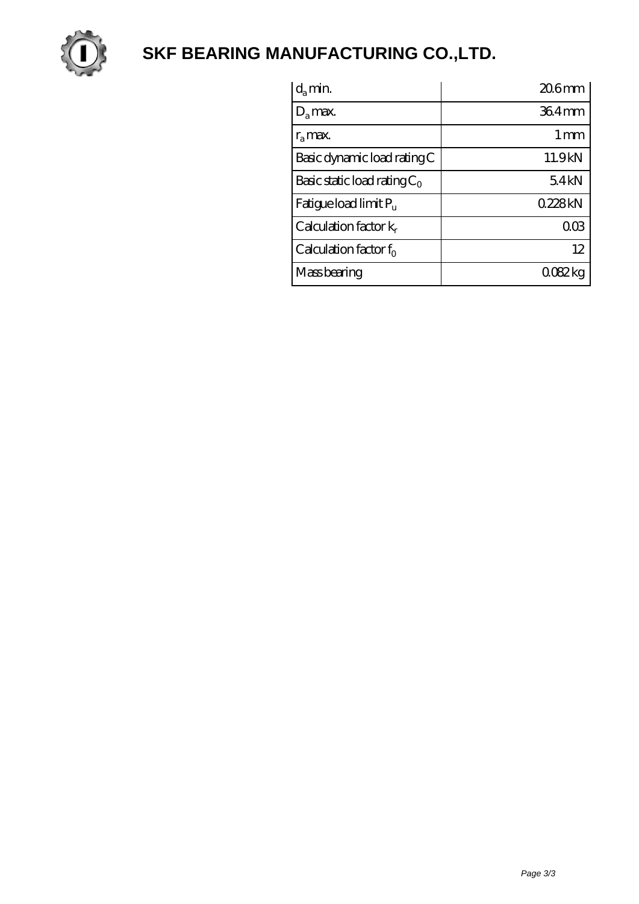# SKF BEARING MANUFACTURING CO.,LTD.

| | |
|---|---|
| $d_a$ min. | 20.6 mm |
| $D_a$ max. | 36.4 mm |
| $r_a$ max. | 1 mm |
| Basic dynamic load rating C | 11.9 kN |
| Basic static load rating $C_0$ | 5.4 kN |
| Fatigue load limit $P_u$ | 0.228 kN |
| Calculation factor $k_r$ | 0.03 |
| Calculation factor $f_0$ | 12 |
| Mass bearing | 0.082 kg |